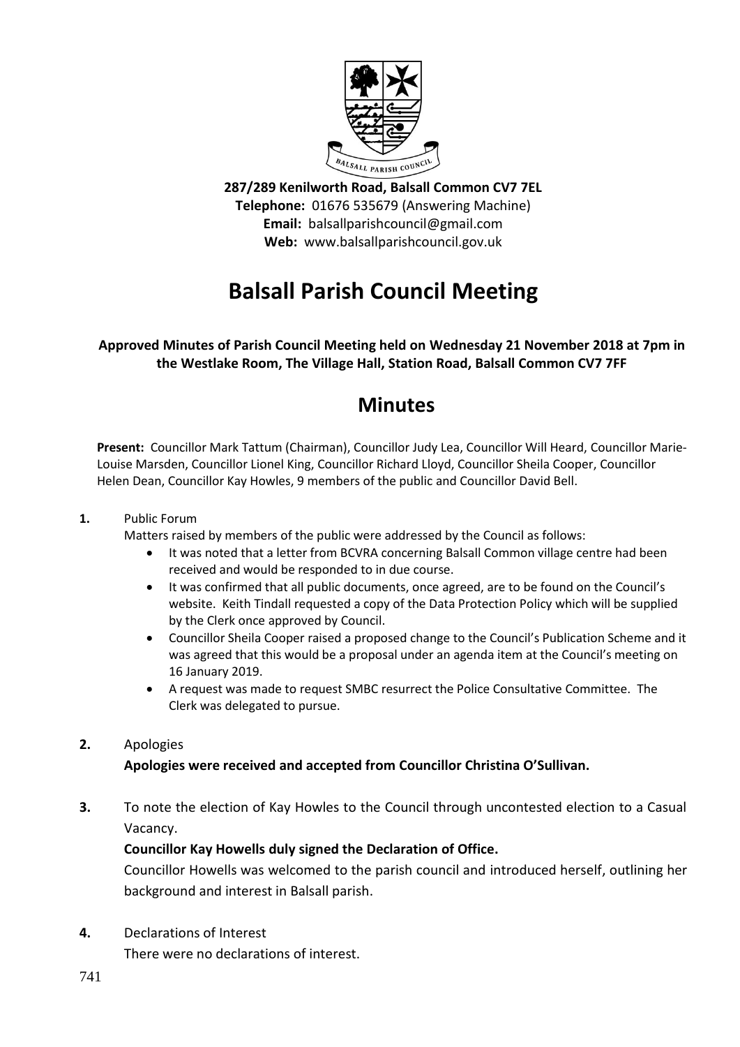**287/289 Kenilworth Road, Balsall Common CV7 7EL**
**Telephone:** 01676 535679 (Answering Machine)
**Email:** balsallparishcouncil@gmail.com
**Web:** www.balsallparishcouncil.gov.uk

# Balsall Parish Council Meeting

**Approved Minutes of Parish Council Meeting held on Wednesday 21 November 2018 at 7pm in the Westlake Room, The Village Hall, Station Road, Balsall Common CV7 7FF**

## Minutes

**Present:** Councillor Mark Tattum (Chairman), Councillor Judy Lea, Councillor Will Heard, Councillor Marie-Louise Marsden, Councillor Lionel King, Councillor Richard Lloyd, Councillor Sheila Cooper, Councillor Helen Dean, Councillor Kay Howles, 9 members of the public and Councillor David Bell.

**1.** Public Forum

Matters raised by members of the public were addressed by the Council as follows:

- It was noted that a letter from BCVRA concerning Balsall Common village centre had been received and would be responded to in due course.
- It was confirmed that all public documents, once agreed, are to be found on the Council's website. Keith Tindall requested a copy of the Data Protection Policy which will be supplied by the Clerk once approved by Council.
- Councillor Sheila Cooper raised a proposed change to the Council's Publication Scheme and it was agreed that this would be a proposal under an agenda item at the Council's meeting on 16 January 2019.
- A request was made to request SMBC resurrect the Police Consultative Committee. The Clerk was delegated to pursue.

**2.** Apologies

**Apologies were received and accepted from Councillor Christina O'Sullivan.**

**3.** To note the election of Kay Howles to the Council through uncontested election to a Casual Vacancy.

**Councillor Kay Howells duly signed the Declaration of Office.**

Councillor Howells was welcomed to the parish council and introduced herself, outlining her background and interest in Balsall parish.

**4.** Declarations of Interest

There were no declarations of interest.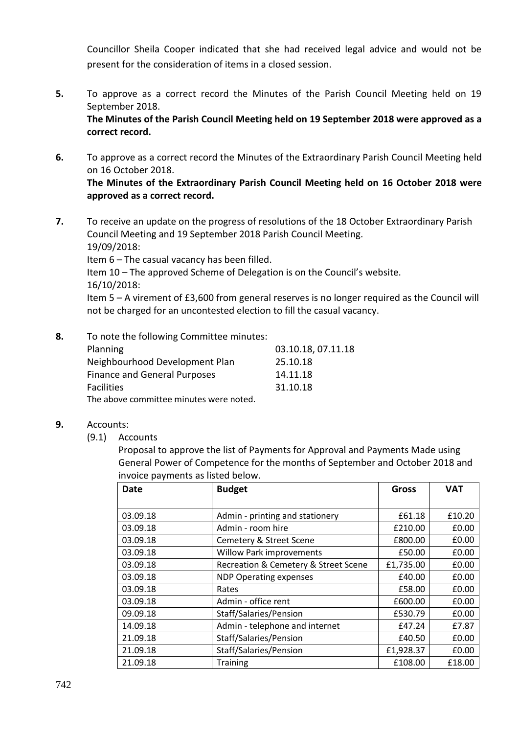Councillor Sheila Cooper indicated that she had received legal advice and would not be present for the consideration of items in a closed session.

**5.** To approve as a correct record the Minutes of the Parish Council Meeting held on 19 September 2018.
**The Minutes of the Parish Council Meeting held on 19 September 2018 were approved as a correct record.**

**6.** To approve as a correct record the Minutes of the Extraordinary Parish Council Meeting held on 16 October 2018.
**The Minutes of the Extraordinary Parish Council Meeting held on 16 October 2018 were approved as a correct record.**

**7.** To receive an update on the progress of resolutions of the 18 October Extraordinary Parish Council Meeting and 19 September 2018 Parish Council Meeting.
19/09/2018:
Item 6 – The casual vacancy has been filled.
Item 10 – The approved Scheme of Delegation is on the Council's website.
16/10/2018:
Item 5 – A virement of £3,600 from general reserves is no longer required as the Council will not be charged for an uncontested election to fill the casual vacancy.

**8.** To note the following Committee minutes:

| | |
|---|---|
| Planning | 03.10.18, 07.11.18 |
| Neighbourhood Development Plan | 25.10.18 |
| Finance and General Purposes | 14.11.18 |
| Facilities | 31.10.18 |

The above committee minutes were noted.

**9.** Accounts:

(9.1) Accounts

Proposal to approve the list of Payments for Approval and Payments Made using General Power of Competence for the months of September and October 2018 and invoice payments as listed below.

| Date | Budget | Gross | VAT |
|---|---|---|---|
| 03.09.18 | Admin - printing and stationery | £61.18 | £10.20 |
| 03.09.18 | Admin - room hire | £210.00 | £0.00 |
| 03.09.18 | Cemetery & Street Scene | £800.00 | £0.00 |
| 03.09.18 | Willow Park improvements | £50.00 | £0.00 |
| 03.09.18 | Recreation & Cemetery & Street Scene | £1,735.00 | £0.00 |
| 03.09.18 | NDP Operating expenses | £40.00 | £0.00 |
| 03.09.18 | Rates | £58.00 | £0.00 |
| 03.09.18 | Admin - office rent | £600.00 | £0.00 |
| 09.09.18 | Staff/Salaries/Pension | £530.79 | £0.00 |
| 14.09.18 | Admin - telephone and internet | £47.24 | £7.87 |
| 21.09.18 | Staff/Salaries/Pension | £40.50 | £0.00 |
| 21.09.18 | Staff/Salaries/Pension | £1,928.37 | £0.00 |
| 21.09.18 | Training | £108.00 | £18.00 |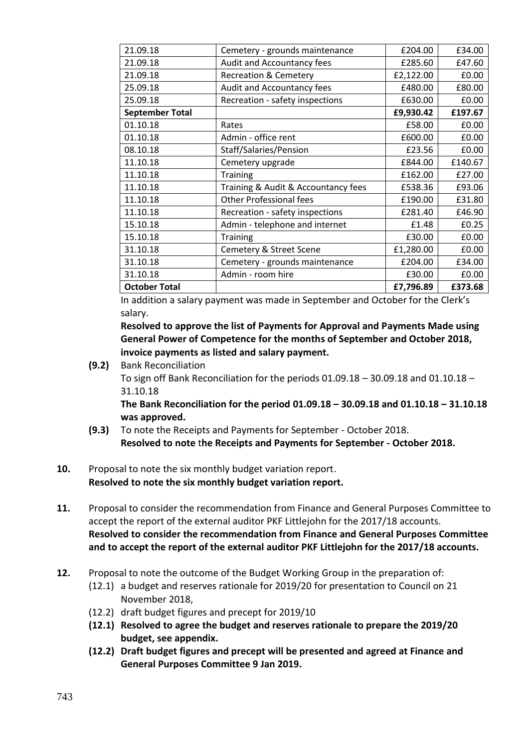| | | | |
|---|---|---|---|
| 21.09.18 | Cemetery - grounds maintenance | £204.00 | £34.00 |
| 21.09.18 | Audit and Accountancy fees | £285.60 | £47.60 |
| 21.09.18 | Recreation & Cemetery | £2,122.00 | £0.00 |
| 25.09.18 | Audit and Accountancy fees | £480.00 | £80.00 |
| 25.09.18 | Recreation - safety inspections | £630.00 | £0.00 |
| **September Total** | | **£9,930.42** | **£197.67** |
| 01.10.18 | Rates | £58.00 | £0.00 |
| 01.10.18 | Admin - office rent | £600.00 | £0.00 |
| 08.10.18 | Staff/Salaries/Pension | £23.56 | £0.00 |
| 11.10.18 | Cemetery upgrade | £844.00 | £140.67 |
| 11.10.18 | Training | £162.00 | £27.00 |
| 11.10.18 | Training & Audit & Accountancy fees | £538.36 | £93.06 |
| 11.10.18 | Other Professional fees | £190.00 | £31.80 |
| 11.10.18 | Recreation - safety inspections | £281.40 | £46.90 |
| 15.10.18 | Admin - telephone and internet | £1.48 | £0.25 |
| 15.10.18 | Training | £30.00 | £0.00 |
| 31.10.18 | Cemetery & Street Scene | £1,280.00 | £0.00 |
| 31.10.18 | Cemetery - grounds maintenance | £204.00 | £34.00 |
| 31.10.18 | Admin - room hire | £30.00 | £0.00 |
| **October Total** | | **£7,796.89** | **£373.68** |

In addition a salary payment was made in September and October for the Clerk's salary.

**Resolved to approve the list of Payments for Approval and Payments Made using General Power of Competence for the months of September and October 2018, invoice payments as listed and salary payment.**

**(9.2)** Bank Reconciliation
To sign off Bank Reconciliation for the periods 01.09.18 – 30.09.18 and 01.10.18 – 31.10.18
**The Bank Reconciliation for the period 01.09.18 – 30.09.18 and 01.10.18 – 31.10.18 was approved.**

**(9.3)** To note the Receipts and Payments for September - October 2018.
**Resolved to note** t**he Receipts and Payments for September - October 2018.**

**10.** Proposal to note the six monthly budget variation report.
**Resolved to note the six monthly budget variation report.**

**11.** Proposal to consider the recommendation from Finance and General Purposes Committee to accept the report of the external auditor PKF Littlejohn for the 2017/18 accounts.
**Resolved to consider the recommendation from Finance and General Purposes Committee and to accept the report of the external auditor PKF Littlejohn for the 2017/18 accounts.**

**12.** Proposal to note the outcome of the Budget Working Group in the preparation of:

(12.1) a budget and reserves rationale for 2019/20 for presentation to Council on 21 November 2018,

(12.2) draft budget figures and precept for 2019/10

**(12.1) Resolved to agree the budget and reserves rationale to prepare the 2019/20 budget, see appendix.**

**(12.2) Draft budget figures and precept will be presented and agreed at Finance and General Purposes Committee 9 Jan 2019.**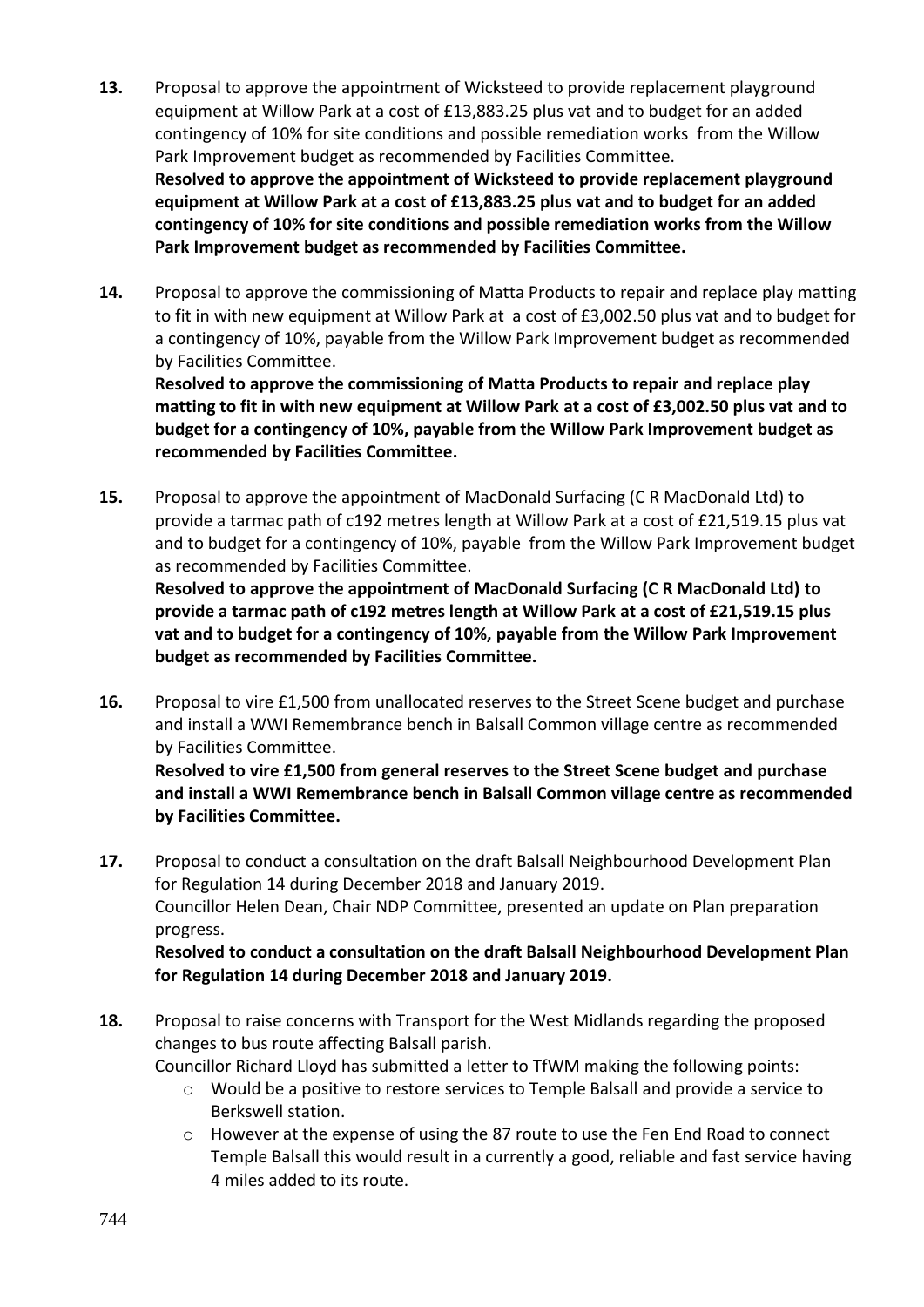**13.** Proposal to approve the appointment of Wicksteed to provide replacement playground equipment at Willow Park at a cost of £13,883.25 plus vat and to budget for an added contingency of 10% for site conditions and possible remediation works from the Willow Park Improvement budget as recommended by Facilities Committee.
**Resolved to approve the appointment of Wicksteed to provide replacement playground equipment at Willow Park at a cost of £13,883.25 plus vat and to budget for an added contingency of 10% for site conditions and possible remediation works from the Willow Park Improvement budget as recommended by Facilities Committee.**

**14.** Proposal to approve the commissioning of Matta Products to repair and replace play matting to fit in with new equipment at Willow Park at a cost of £3,002.50 plus vat and to budget for a contingency of 10%, payable from the Willow Park Improvement budget as recommended by Facilities Committee.
**Resolved to approve the commissioning of Matta Products to repair and replace play matting to fit in with new equipment at Willow Park at a cost of £3,002.50 plus vat and to budget for a contingency of 10%, payable from the Willow Park Improvement budget as recommended by Facilities Committee.**

**15.** Proposal to approve the appointment of MacDonald Surfacing (C R MacDonald Ltd) to provide a tarmac path of c192 metres length at Willow Park at a cost of £21,519.15 plus vat and to budget for a contingency of 10%, payable from the Willow Park Improvement budget as recommended by Facilities Committee.
**Resolved to approve the appointment of MacDonald Surfacing (C R MacDonald Ltd) to provide a tarmac path of c192 metres length at Willow Park at a cost of £21,519.15 plus vat and to budget for a contingency of 10%, payable from the Willow Park Improvement budget as recommended by Facilities Committee.**

**16.** Proposal to vire £1,500 from unallocated reserves to the Street Scene budget and purchase and install a WWI Remembrance bench in Balsall Common village centre as recommended by Facilities Committee.
**Resolved to vire £1,500 from general reserves to the Street Scene budget and purchase and install a WWI Remembrance bench in Balsall Common village centre as recommended by Facilities Committee.**

**17.** Proposal to conduct a consultation on the draft Balsall Neighbourhood Development Plan for Regulation 14 during December 2018 and January 2019.
Councillor Helen Dean, Chair NDP Committee, presented an update on Plan preparation progress.
**Resolved to conduct a consultation on the draft Balsall Neighbourhood Development Plan for Regulation 14 during December 2018 and January 2019.**

**18.** Proposal to raise concerns with Transport for the West Midlands regarding the proposed changes to bus route affecting Balsall parish.
Councillor Richard Lloyd has submitted a letter to TfWM making the following points:

- Would be a positive to restore services to Temple Balsall and provide a service to Berkswell station.
- However at the expense of using the 87 route to use the Fen End Road to connect Temple Balsall this would result in a currently a good, reliable and fast service having 4 miles added to its route.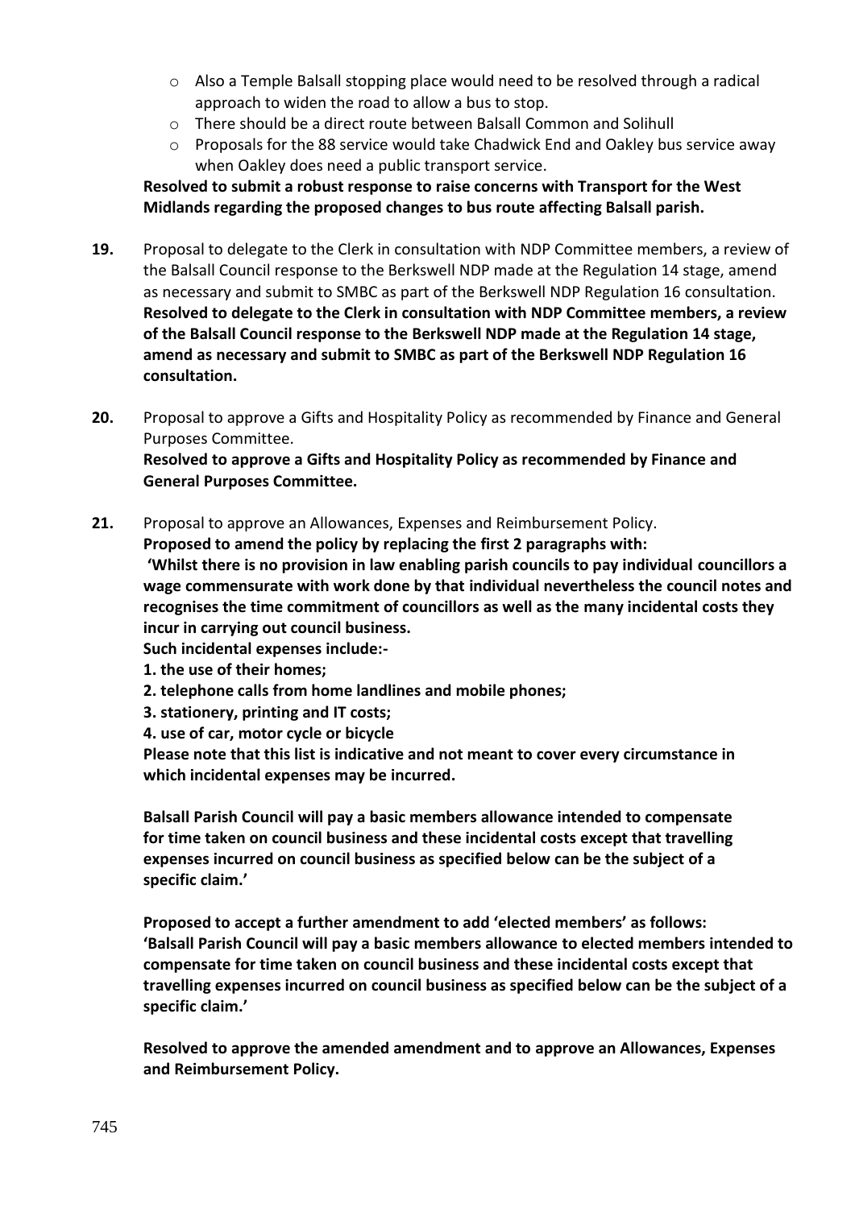- Also a Temple Balsall stopping place would need to be resolved through a radical approach to widen the road to allow a bus to stop.
- There should be a direct route between Balsall Common and Solihull
- Proposals for the 88 service would take Chadwick End and Oakley bus service away when Oakley does need a public transport service.

**Resolved to submit a robust response to raise concerns with Transport for the West Midlands regarding the proposed changes to bus route affecting Balsall parish.**

**19.** Proposal to delegate to the Clerk in consultation with NDP Committee members, a review of the Balsall Council response to the Berkswell NDP made at the Regulation 14 stage, amend as necessary and submit to SMBC as part of the Berkswell NDP Regulation 16 consultation.
**Resolved to delegate to the Clerk in consultation with NDP Committee members, a review of the Balsall Council response to the Berkswell NDP made at the Regulation 14 stage, amend as necessary and submit to SMBC as part of the Berkswell NDP Regulation 16 consultation.**

**20.** Proposal to approve a Gifts and Hospitality Policy as recommended by Finance and General Purposes Committee.
**Resolved to approve a Gifts and Hospitality Policy as recommended by Finance and General Purposes Committee.**

**21.** Proposal to approve an Allowances, Expenses and Reimbursement Policy.
**Proposed to amend the policy by replacing the first 2 paragraphs with:**
**'Whilst there is no provision in law enabling parish councils to pay individual councillors a wage commensurate with work done by that individual nevertheless the council notes and recognises the time commitment of councillors as well as the many incidental costs they incur in carrying out council business.**
**Such incidental expenses include:-**
**1. the use of their homes;**
**2. telephone calls from home landlines and mobile phones;**
**3. stationery, printing and IT costs;**
**4. use of car, motor cycle or bicycle**
**Please note that this list is indicative and not meant to cover every circumstance in which incidental expenses may be incurred.**

**Balsall Parish Council will pay a basic members allowance intended to compensate for time taken on council business and these incidental costs except that travelling expenses incurred on council business as specified below can be the subject of a specific claim.'**

**Proposed to accept a further amendment to add 'elected members' as follows:**
**'Balsall Parish Council will pay a basic members allowance to elected members intended to compensate for time taken on council business and these incidental costs except that travelling expenses incurred on council business as specified below can be the subject of a specific claim.'**

**Resolved to approve the amended amendment and to approve an Allowances, Expenses and Reimbursement Policy.**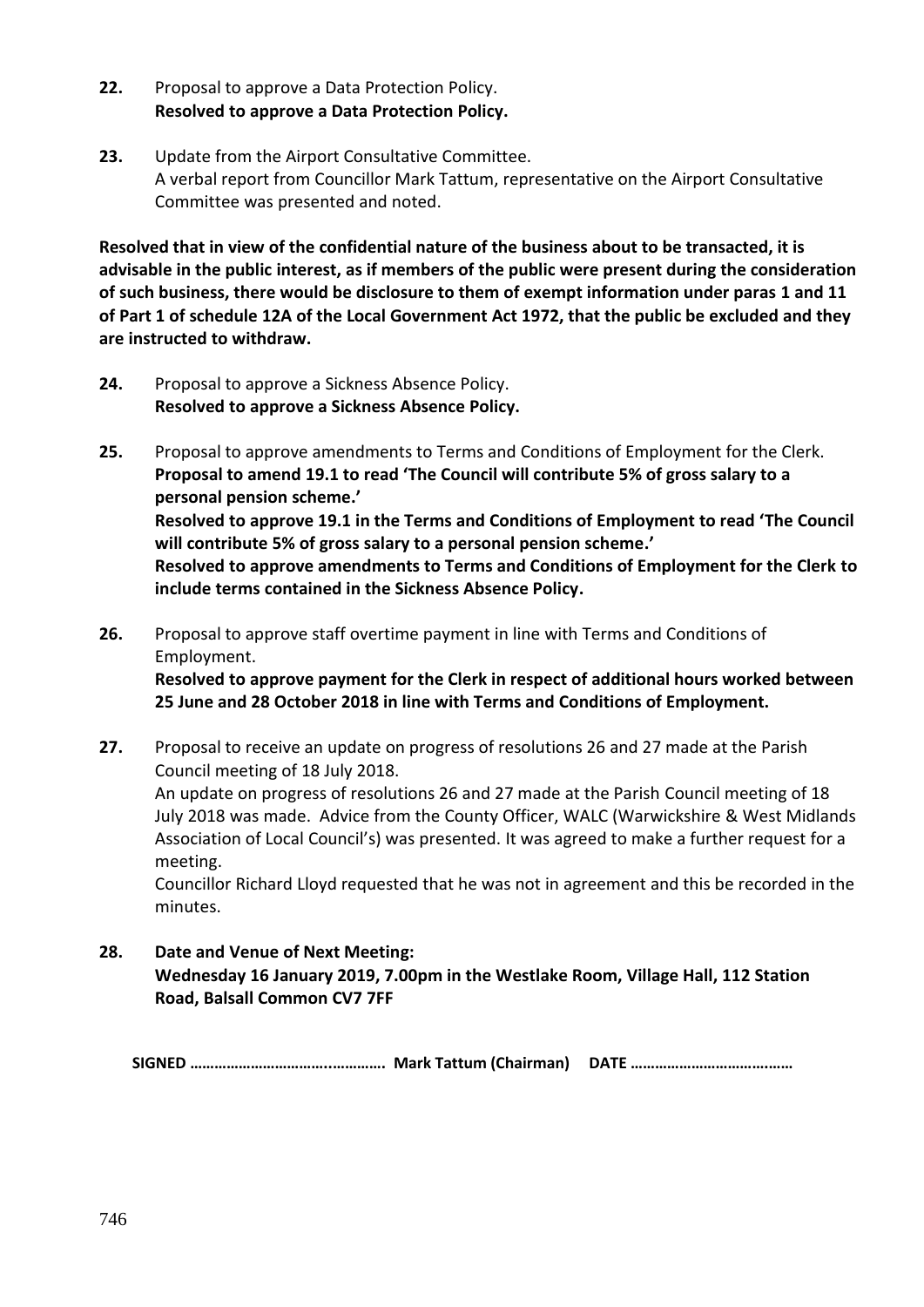**22.** Proposal to approve a Data Protection Policy.
**Resolved to approve a Data Protection Policy.**

**23.** Update from the Airport Consultative Committee.
A verbal report from Councillor Mark Tattum, representative on the Airport Consultative Committee was presented and noted.

**Resolved that in view of the confidential nature of the business about to be transacted, it is advisable in the public interest, as if members of the public were present during the consideration of such business, there would be disclosure to them of exempt information under paras 1 and 11 of Part 1 of schedule 12A of the Local Government Act 1972, that the public be excluded and they are instructed to withdraw.**

**24.** Proposal to approve a Sickness Absence Policy.
**Resolved to approve a Sickness Absence Policy.**

**25.** Proposal to approve amendments to Terms and Conditions of Employment for the Clerk.
**Proposal to amend 19.1 to read 'The Council will contribute 5% of gross salary to a personal pension scheme.'**
**Resolved to approve 19.1 in the Terms and Conditions of Employment to read 'The Council will contribute 5% of gross salary to a personal pension scheme.'**
**Resolved to approve amendments to Terms and Conditions of Employment for the Clerk to include terms contained in the Sickness Absence Policy.**

**26.** Proposal to approve staff overtime payment in line with Terms and Conditions of Employment.
**Resolved to approve payment for the Clerk in respect of additional hours worked between 25 June and 28 October 2018 in line with Terms and Conditions of Employment.**

**27.** Proposal to receive an update on progress of resolutions 26 and 27 made at the Parish Council meeting of 18 July 2018.
An update on progress of resolutions 26 and 27 made at the Parish Council meeting of 18 July 2018 was made. Advice from the County Officer, WALC (Warwickshire & West Midlands Association of Local Council's) was presented. It was agreed to make a further request for a meeting.
Councillor Richard Lloyd requested that he was not in agreement and this be recorded in the minutes.

**28. Date and Venue of Next Meeting:**
**Wednesday 16 January 2019, 7.00pm in the Westlake Room, Village Hall, 112 Station Road, Balsall Common CV7 7FF**

**SIGNED …………………………..…………. Mark Tattum (Chairman) DATE ………………………….……**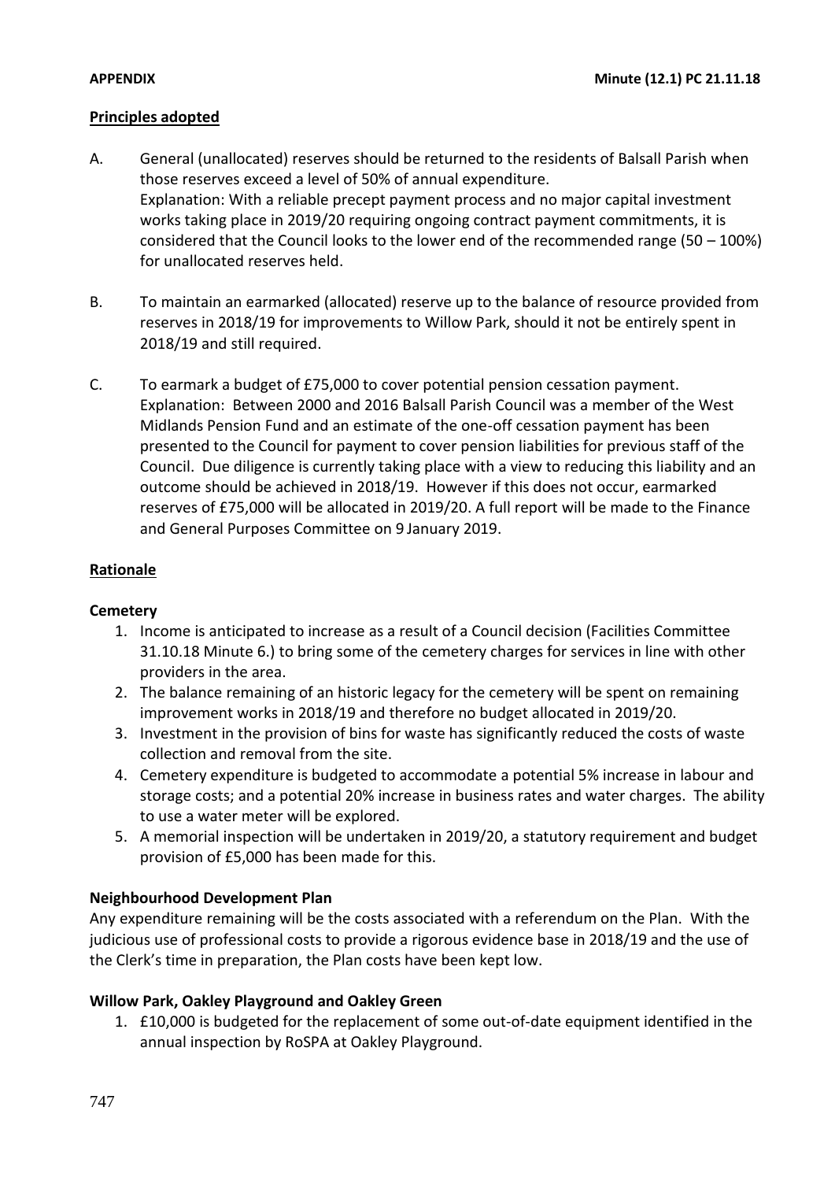**APPENDIX** **Minute (12.1) PC 21.11.18**

## Principles adopted

A. General (unallocated) reserves should be returned to the residents of Balsall Parish when those reserves exceed a level of 50% of annual expenditure.
Explanation: With a reliable precept payment process and no major capital investment works taking place in 2019/20 requiring ongoing contract payment commitments, it is considered that the Council looks to the lower end of the recommended range (50 – 100%) for unallocated reserves held.

B. To maintain an earmarked (allocated) reserve up to the balance of resource provided from reserves in 2018/19 for improvements to Willow Park, should it not be entirely spent in 2018/19 and still required.

C. To earmark a budget of £75,000 to cover potential pension cessation payment.
Explanation: Between 2000 and 2016 Balsall Parish Council was a member of the West Midlands Pension Fund and an estimate of the one-off cessation payment has been presented to the Council for payment to cover pension liabilities for previous staff of the Council. Due diligence is currently taking place with a view to reducing this liability and an outcome should be achieved in 2018/19. However if this does not occur, earmarked reserves of £75,000 will be allocated in 2019/20. A full report will be made to the Finance and General Purposes Committee on 9 January 2019.

## Rationale

### Cemetery

1. Income is anticipated to increase as a result of a Council decision (Facilities Committee 31.10.18 Minute 6.) to bring some of the cemetery charges for services in line with other providers in the area.
2. The balance remaining of an historic legacy for the cemetery will be spent on remaining improvement works in 2018/19 and therefore no budget allocated in 2019/20.
3. Investment in the provision of bins for waste has significantly reduced the costs of waste collection and removal from the site.
4. Cemetery expenditure is budgeted to accommodate a potential 5% increase in labour and storage costs; and a potential 20% increase in business rates and water charges. The ability to use a water meter will be explored.
5. A memorial inspection will be undertaken in 2019/20, a statutory requirement and budget provision of £5,000 has been made for this.

### Neighbourhood Development Plan

Any expenditure remaining will be the costs associated with a referendum on the Plan. With the judicious use of professional costs to provide a rigorous evidence base in 2018/19 and the use of the Clerk's time in preparation, the Plan costs have been kept low.

### Willow Park, Oakley Playground and Oakley Green

1. £10,000 is budgeted for the replacement of some out-of-date equipment identified in the annual inspection by RoSPA at Oakley Playground.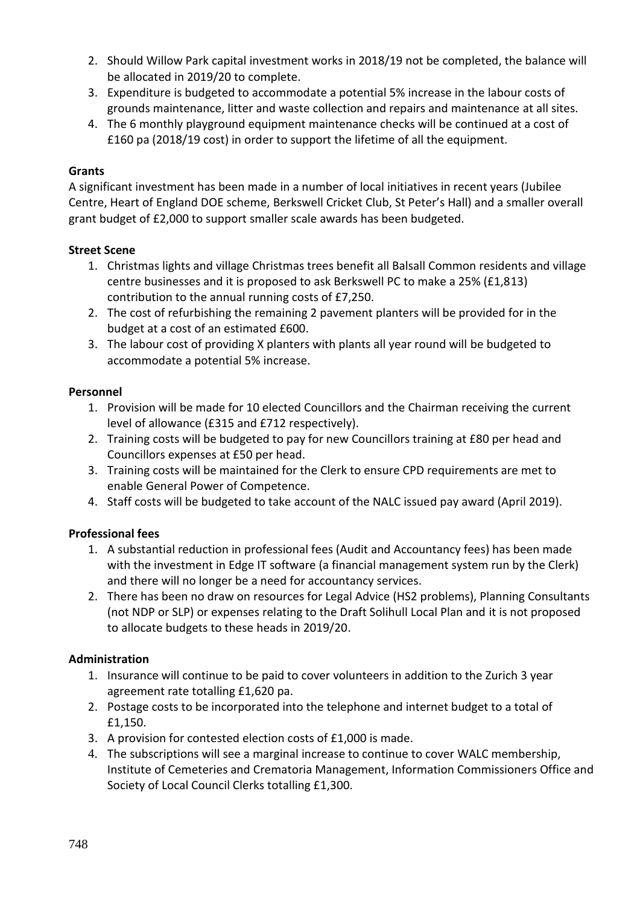2. Should Willow Park capital investment works in 2018/19 not be completed, the balance will be allocated in 2019/20 to complete.
3. Expenditure is budgeted to accommodate a potential 5% increase in the labour costs of grounds maintenance, litter and waste collection and repairs and maintenance at all sites.
4. The 6 monthly playground equipment maintenance checks will be continued at a cost of £160 pa (2018/19 cost) in order to support the lifetime of all the equipment.

**Grants**

A significant investment has been made in a number of local initiatives in recent years (Jubilee Centre, Heart of England DOE scheme, Berkswell Cricket Club, St Peter's Hall) and a smaller overall grant budget of £2,000 to support smaller scale awards has been budgeted.

**Street Scene**

1. Christmas lights and village Christmas trees benefit all Balsall Common residents and village centre businesses and it is proposed to ask Berkswell PC to make a 25% (£1,813) contribution to the annual running costs of £7,250.
2. The cost of refurbishing the remaining 2 pavement planters will be provided for in the budget at a cost of an estimated £600.
3. The labour cost of providing X planters with plants all year round will be budgeted to accommodate a potential 5% increase.

**Personnel**

1. Provision will be made for 10 elected Councillors and the Chairman receiving the current level of allowance (£315 and £712 respectively).
2. Training costs will be budgeted to pay for new Councillors training at £80 per head and Councillors expenses at £50 per head.
3. Training costs will be maintained for the Clerk to ensure CPD requirements are met to enable General Power of Competence.
4. Staff costs will be budgeted to take account of the NALC issued pay award (April 2019).

**Professional fees**

1. A substantial reduction in professional fees (Audit and Accountancy fees) has been made with the investment in Edge IT software (a financial management system run by the Clerk) and there will no longer be a need for accountancy services.
2. There has been no draw on resources for Legal Advice (HS2 problems), Planning Consultants (not NDP or SLP) or expenses relating to the Draft Solihull Local Plan and it is not proposed to allocate budgets to these heads in 2019/20.

**Administration**

1. Insurance will continue to be paid to cover volunteers in addition to the Zurich 3 year agreement rate totalling £1,620 pa.
2. Postage costs to be incorporated into the telephone and internet budget to a total of £1,150.
3. A provision for contested election costs of £1,000 is made.
4. The subscriptions will see a marginal increase to continue to cover WALC membership, Institute of Cemeteries and Crematoria Management, Information Commissioners Office and Society of Local Council Clerks totalling £1,300.